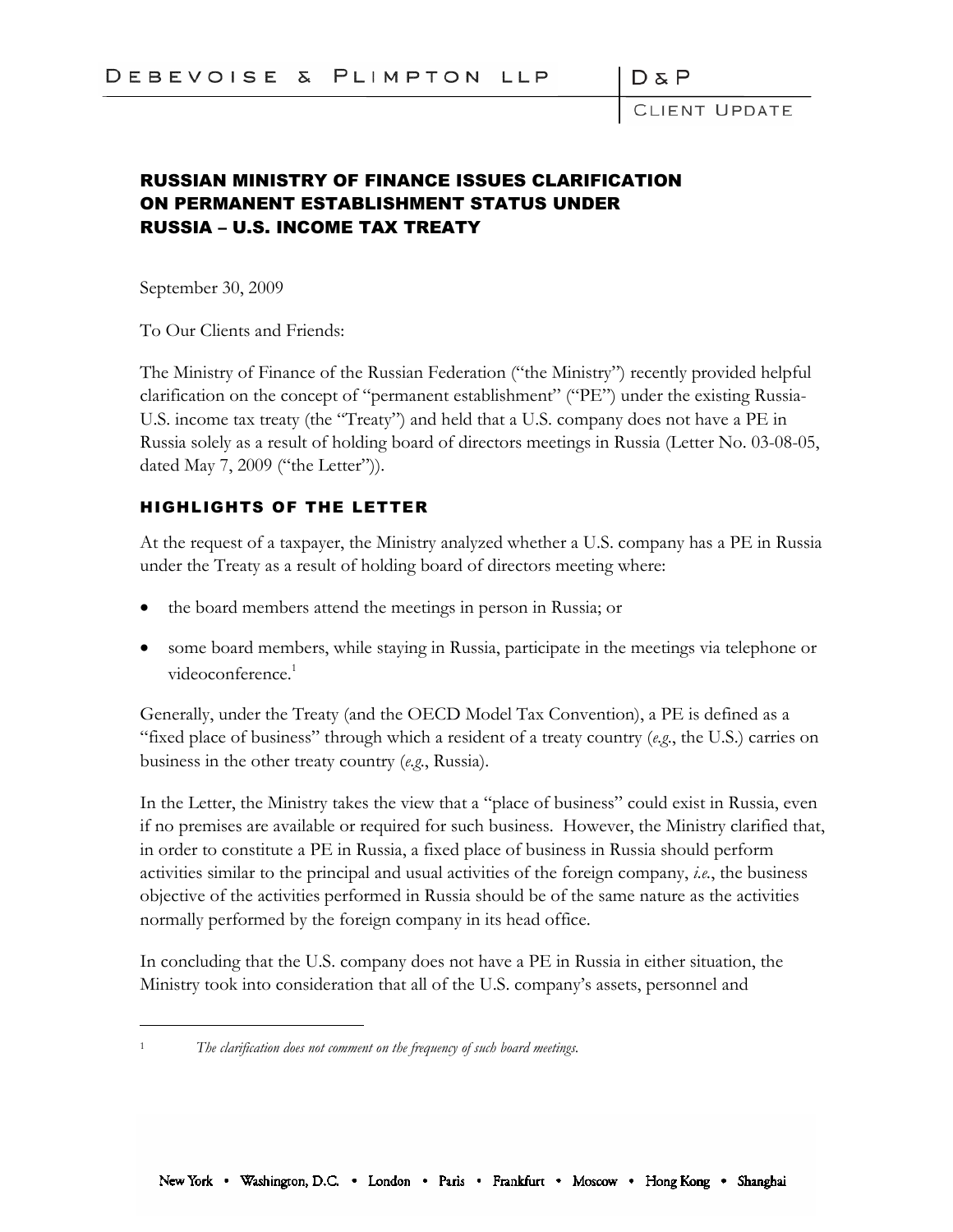# RUSSIAN MINISTRY OF FINANCE ISSUES CLARIFICATION ON PERMANENT ESTABLISHMENT STATUS UNDER RUSSIA – U.S. INCOME TAX TREATY

September 30, 2009

To Our Clients and Friends:

The Ministry of Finance of the Russian Federation ("the Ministry") recently provided helpful clarification on the concept of "permanent establishment" ("PE") under the existing Russia-U.S. income tax treaty (the "Treaty") and held that a U.S. company does not have a PE in Russia solely as a result of holding board of directors meetings in Russia (Letter No. 03-08-05, dated May 7, 2009 ("the Letter")).

## HIGHLIGHTS OF THE LETTER

At the request of a taxpayer, the Ministry analyzed whether a U.S. company has a PE in Russia under the Treaty as a result of holding board of directors meeting where:

- the board members attend the meetings in person in Russia; or
- some board members, while staying in Russia, participate in the meetings via telephone or videoconference.[1]

Generally, under the Treaty (and the OECD Model Tax Convention), a PE is defined as a "fixed place of business" through which a resident of a treaty country (*e.g.*, the U.S.) carries on business in the other treaty country (*e.g.*, Russia).

In the Letter, the Ministry takes the view that a "place of business" could exist in Russia, even if no premises are available or required for such business. However, the Ministry clarified that, in order to constitute a PE in Russia, a fixed place of business in Russia should perform activities similar to the principal and usual activities of the foreign company, *i.e.*, the business objective of the activities performed in Russia should be of the same nature as the activities normally performed by the foreign company in its head office.

In concluding that the U.S. company does not have a PE in Russia in either situation, the Ministry took into consideration that all of the U.S. company's assets, personnel and

---

[1] *The clarification does not comment on the frequency of such board meetings.*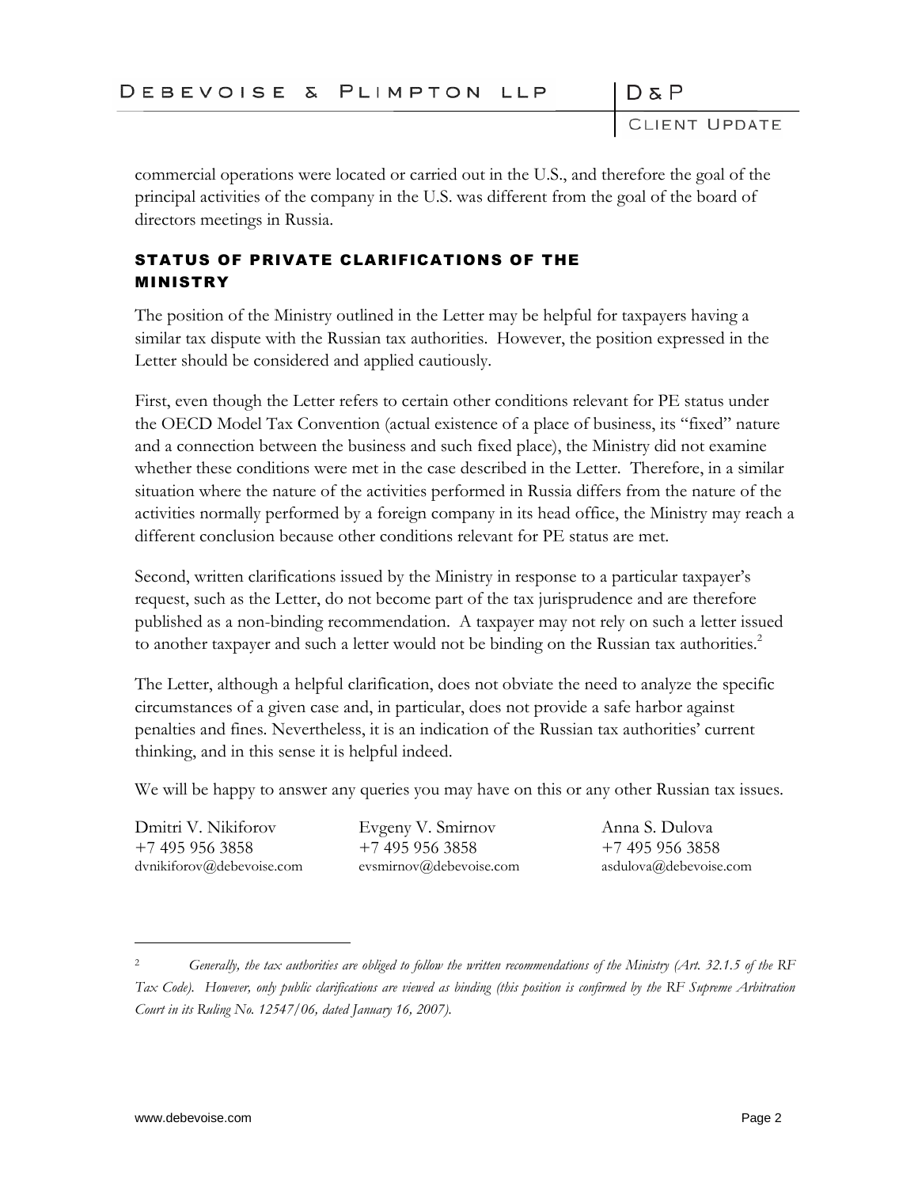commercial operations were located or carried out in the U.S., and therefore the goal of the principal activities of the company in the U.S. was different from the goal of the board of directors meetings in Russia.

## STATUS OF PRIVATE CLARIFICATIONS OF THE MINISTRY

The position of the Ministry outlined in the Letter may be helpful for taxpayers having a similar tax dispute with the Russian tax authorities. However, the position expressed in the Letter should be considered and applied cautiously.

First, even though the Letter refers to certain other conditions relevant for PE status under the OECD Model Tax Convention (actual existence of a place of business, its "fixed" nature and a connection between the business and such fixed place), the Ministry did not examine whether these conditions were met in the case described in the Letter. Therefore, in a similar situation where the nature of the activities performed in Russia differs from the nature of the activities normally performed by a foreign company in its head office, the Ministry may reach a different conclusion because other conditions relevant for PE status are met.

Second, written clarifications issued by the Ministry in response to a particular taxpayer's request, such as the Letter, do not become part of the tax jurisprudence and are therefore published as a non-binding recommendation. A taxpayer may not rely on such a letter issued to another taxpayer and such a letter would not be binding on the Russian tax authorities.[2]

The Letter, although a helpful clarification, does not obviate the need to analyze the specific circumstances of a given case and, in particular, does not provide a safe harbor against penalties and fines. Nevertheless, it is an indication of the Russian tax authorities' current thinking, and in this sense it is helpful indeed.

We will be happy to answer any queries you may have on this or any other Russian tax issues.

Dmitri V. Nikiforov
+7 495 956 3858
dvnikiforov@debevoise.com

Evgeny V. Smirnov
+7 495 956 3858
evsmirnov@debevoise.com

Anna S. Dulova
+7 495 956 3858
asdulova@debevoise.com

---

[2] *Generally, the tax authorities are obliged to follow the written recommendations of the Ministry (Art. 32.1.5 of the RF Tax Code). However, only public clarifications are viewed as binding (this position is confirmed by the RF Supreme Arbitration Court in its Ruling No. 12547/06, dated January 16, 2007).*